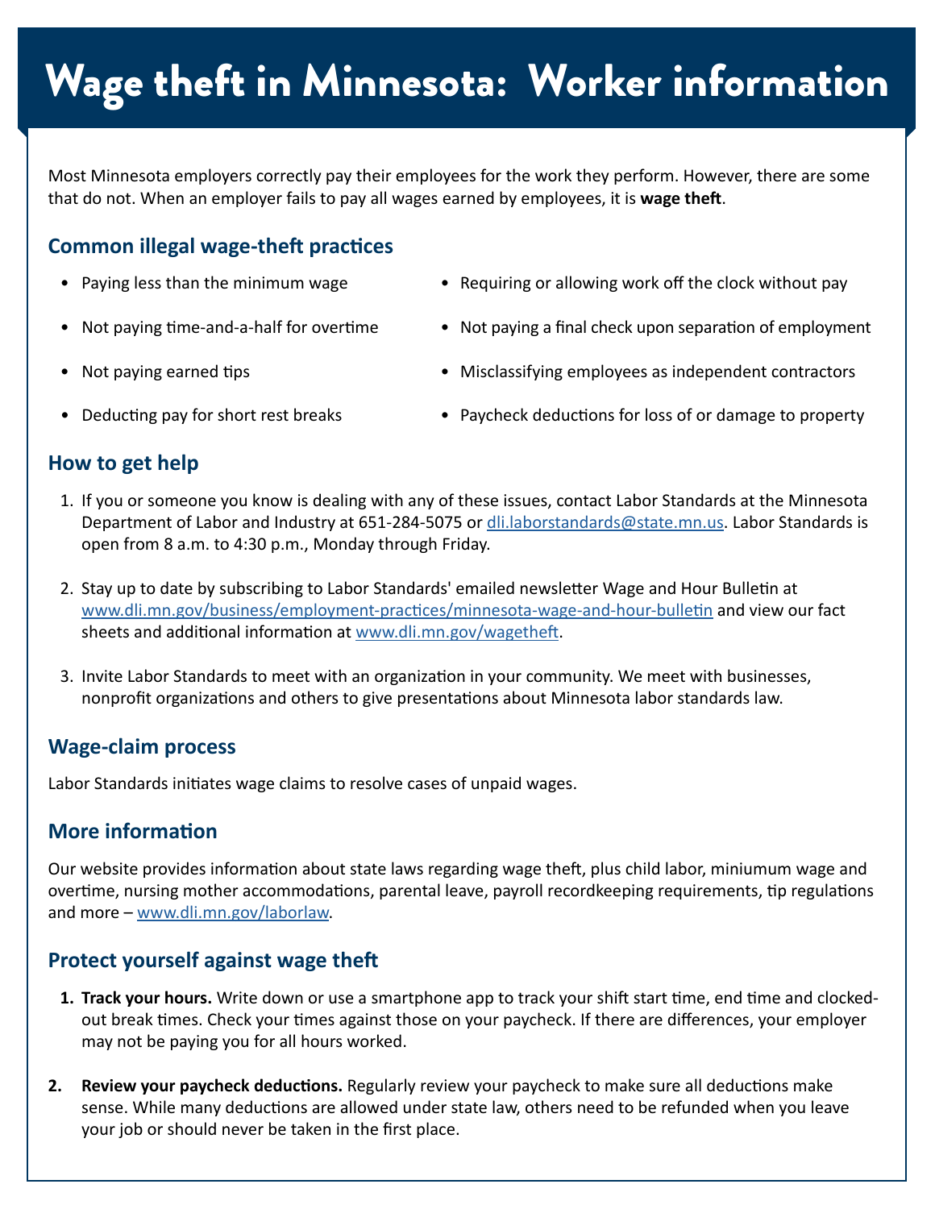# Wage theft in Minnesota: Worker information

Most Minnesota employers correctly pay their employees for the work they perform. However, there are some that do not. When an employer fails to pay all wages earned by employees, it is **wage theft**.

## Common illegal wage-theft practices

- Paying less than the minimum wage
- Not paying time-and-a-half for overtime
- Not paying earned tips
- Deducting pay for short rest breaks
- Requiring or allowing work off the clock without pay
- Not paying a final check upon separation of employment
- Misclassifying employees as independent contractors
- Paycheck deductions for loss of or damage to property

## How to get help

1. If you or someone you know is dealing with any of these issues, contact Labor Standards at the Minnesota Department of Labor and Industry at 651-284-5075 or dli.laborstandards@state.mn.us. Labor Standards is open from 8 a.m. to 4:30 p.m., Monday through Friday.
2. Stay up to date by subscribing to Labor Standards' emailed newsletter Wage and Hour Bulletin at www.dli.mn.gov/business/employment-practices/minnesota-wage-and-hour-bulletin and view our fact sheets and additional information at www.dli.mn.gov/wagetheft.
3. Invite Labor Standards to meet with an organization in your community. We meet with businesses, nonprofit organizations and others to give presentations about Minnesota labor standards law.

## Wage-claim process

Labor Standards initiates wage claims to resolve cases of unpaid wages.

## More information

Our website provides information about state laws regarding wage theft, plus child labor, miniumum wage and overtime, nursing mother accommodations, parental leave, payroll recordkeeping requirements, tip regulations and more – www.dli.mn.gov/laborlaw.

## Protect yourself against wage theft

1. **Track your hours.** Write down or use a smartphone app to track your shift start time, end time and clocked-out break times. Check your times against those on your paycheck. If there are differences, your employer may not be paying you for all hours worked.
2. **Review your paycheck deductions.** Regularly review your paycheck to make sure all deductions make sense. While many deductions are allowed under state law, others need to be refunded when you leave your job or should never be taken in the first place.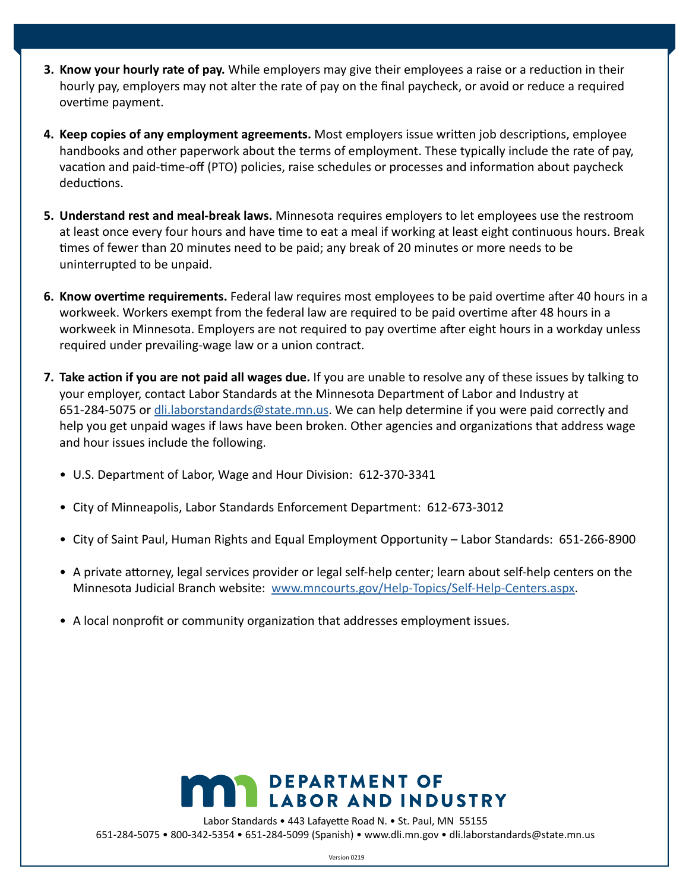3. **Know your hourly rate of pay.** While employers may give their employees a raise or a reduction in their hourly pay, employers may not alter the rate of pay on the final paycheck, or avoid or reduce a required overtime payment.

4. **Keep copies of any employment agreements.** Most employers issue written job descriptions, employee handbooks and other paperwork about the terms of employment. These typically include the rate of pay, vacation and paid-time-off (PTO) policies, raise schedules or processes and information about paycheck deductions.

5. **Understand rest and meal-break laws.** Minnesota requires employers to let employees use the restroom at least once every four hours and have time to eat a meal if working at least eight continuous hours. Break times of fewer than 20 minutes need to be paid; any break of 20 minutes or more needs to be uninterrupted to be unpaid.

6. **Know overtime requirements.** Federal law requires most employees to be paid overtime after 40 hours in a workweek. Workers exempt from the federal law are required to be paid overtime after 48 hours in a workweek in Minnesota. Employers are not required to pay overtime after eight hours in a workday unless required under prevailing-wage law or a union contract.

7. **Take action if you are not paid all wages due.** If you are unable to resolve any of these issues by talking to your employer, contact Labor Standards at the Minnesota Department of Labor and Industry at 651-284-5075 or dli.laborstandards@state.mn.us. We can help determine if you were paid correctly and help you get unpaid wages if laws have been broken. Other agencies and organizations that address wage and hour issues include the following.

   - U.S. Department of Labor, Wage and Hour Division: 612-370-3341
   - City of Minneapolis, Labor Standards Enforcement Department: 612-673-3012
   - City of Saint Paul, Human Rights and Equal Employment Opportunity – Labor Standards: 651-266-8900
   - A private attorney, legal services provider or legal self-help center; learn about self-help centers on the Minnesota Judicial Branch website: www.mncourts.gov/Help-Topics/Self-Help-Centers.aspx.
   - A local nonprofit or community organization that addresses employment issues.

**DEPARTMENT OF LABOR AND INDUSTRY**

Labor Standards • 443 Lafayette Road N. • St. Paul, MN 55155

651-284-5075 • 800-342-5354 • 651-284-5099 (Spanish) • www.dli.mn.gov • dli.laborstandards@state.mn.us

Version 0219